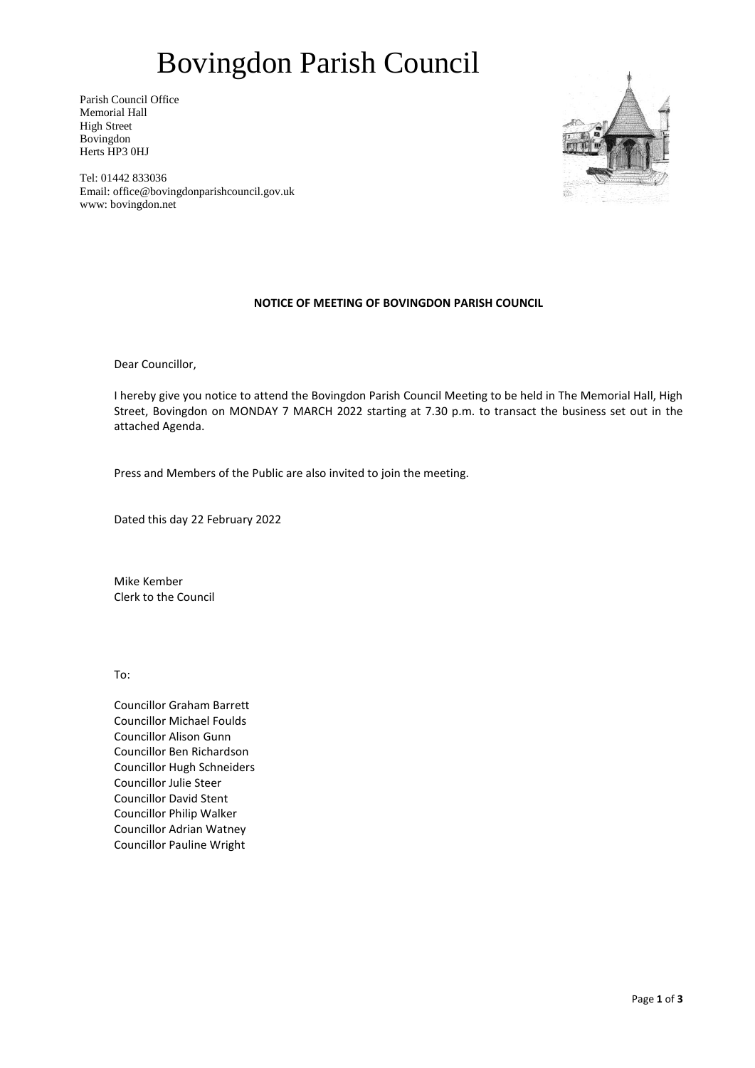# Bovingdon Parish Council

Parish Council Office
Memorial Hall
High Street
Bovingdon
Herts HP3 0HJ

Tel: 01442 833036
Email: office@bovingdonparishcouncil.gov.uk
www: bovingdon.net

**NOTICE OF MEETING OF BOVINGDON PARISH COUNCIL**

Dear Councillor,

I hereby give you notice to attend the Bovingdon Parish Council Meeting to be held in The Memorial Hall, High Street, Bovingdon on MONDAY 7 MARCH 2022 starting at 7.30 p.m. to transact the business set out in the attached Agenda.

Press and Members of the Public are also invited to join the meeting.

Dated this day 22 February 2022

Mike Kember
Clerk to the Council

To:

Councillor Graham Barrett
Councillor Michael Foulds
Councillor Alison Gunn
Councillor Ben Richardson
Councillor Hugh Schneiders
Councillor Julie Steer
Councillor David Stent
Councillor Philip Walker
Councillor Adrian Watney
Councillor Pauline Wright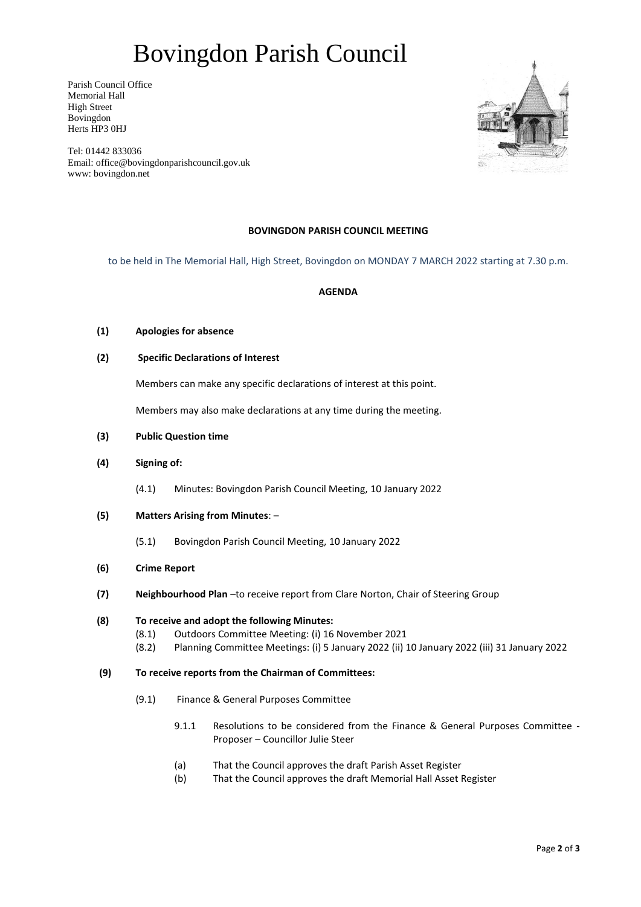// Bovingdon Parish Council

Parish Council Office
Memorial Hall
High Street
Bovingdon
Herts HP3 0HJ

Tel: 01442 833036
Email: office@bovingdonparishcouncil.gov.uk
www: bovingdon.net

**BOVINGDON PARISH COUNCIL MEETING**

to be held in The Memorial Hall, High Street, Bovingdon on MONDAY 7 MARCH 2022 starting at 7.30 p.m.

**AGENDA**

**(1) Apologies for absence**

**(2) Specific Declarations of Interest**

Members can make any specific declarations of interest at this point.

Members may also make declarations at any time during the meeting.

**(3) Public Question time**

**(4) Signing of:**

(4.1) Minutes: Bovingdon Parish Council Meeting, 10 January 2022

**(5) Matters Arising from Minutes**: –

(5.1) Bovingdon Parish Council Meeting, 10 January 2022

**(6) Crime Report**

**(7) Neighbourhood Plan** –to receive report from Clare Norton, Chair of Steering Group

**(8) To receive and adopt the following Minutes:**

(8.1) Outdoors Committee Meeting: (i) 16 November 2021

(8.2) Planning Committee Meetings: (i) 5 January 2022 (ii) 10 January 2022 (iii) 31 January 2022

**(9) To receive reports from the Chairman of Committees:**

(9.1) Finance & General Purposes Committee

9.1.1 Resolutions to be considered from the Finance & General Purposes Committee - Proposer – Councillor Julie Steer

(a) That the Council approves the draft Parish Asset Register

(b) That the Council approves the draft Memorial Hall Asset Register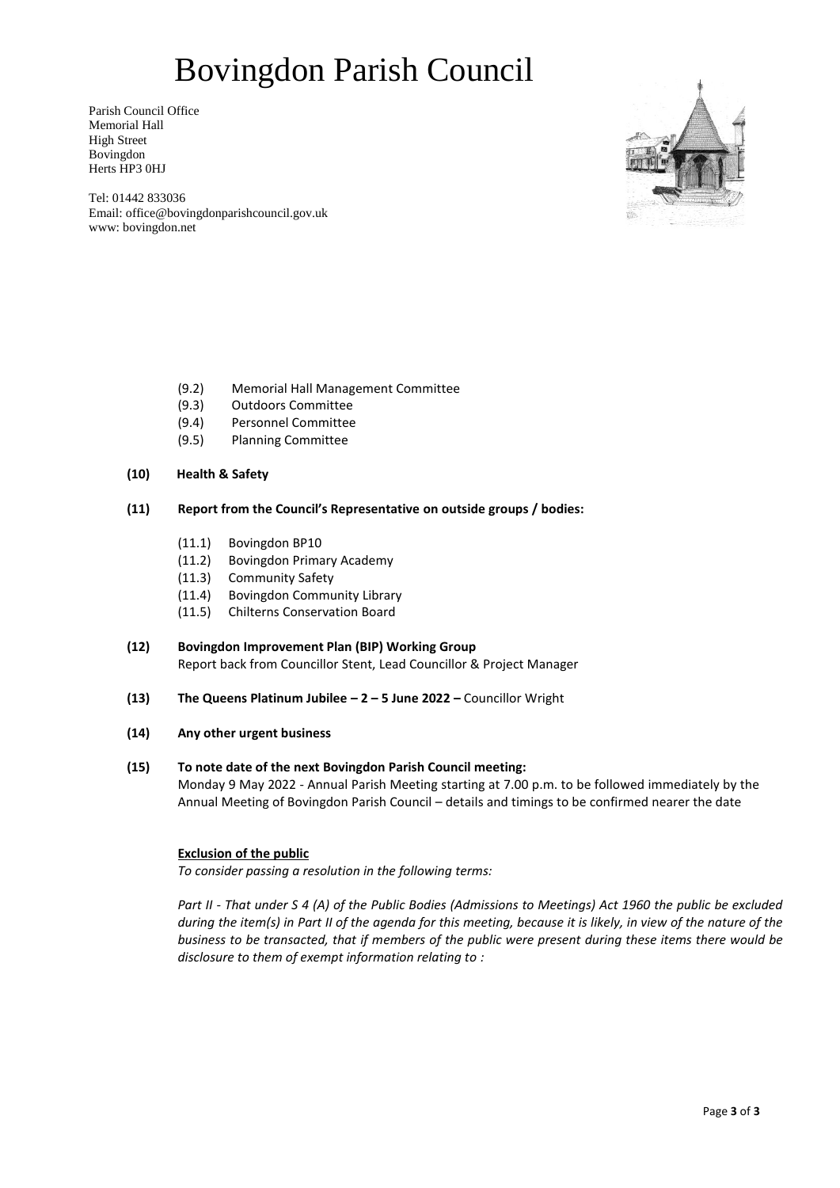# Bovingdon Parish Council

Parish Council Office
Memorial Hall
High Street
Bovingdon
Herts HP3 0HJ

Tel: 01442 833036
Email: office@bovingdonparishcouncil.gov.uk
www: bovingdon.net

- (9.2) Memorial Hall Management Committee
- (9.3) Outdoors Committee
- (9.4) Personnel Committee
- (9.5) Planning Committee

**(10) Health & Safety**

**(11) Report from the Council's Representative on outside groups / bodies:**

- (11.1) Bovingdon BP10
- (11.2) Bovingdon Primary Academy
- (11.3) Community Safety
- (11.4) Bovingdon Community Library
- (11.5) Chilterns Conservation Board

**(12) Bovingdon Improvement Plan (BIP) Working Group**
Report back from Councillor Stent, Lead Councillor & Project Manager

**(13) The Queens Platinum Jubilee – 2 – 5 June 2022 –** Councillor Wright

**(14) Any other urgent business**

**(15) To note date of the next Bovingdon Parish Council meeting:**
Monday 9 May 2022 - Annual Parish Meeting starting at 7.00 p.m. to be followed immediately by the Annual Meeting of Bovingdon Parish Council – details and timings to be confirmed nearer the date

**Exclusion of the public**

*To consider passing a resolution in the following terms:*

*Part II - That under S 4 (A) of the Public Bodies (Admissions to Meetings) Act 1960 the public be excluded during the item(s) in Part II of the agenda for this meeting, because it is likely, in view of the nature of the business to be transacted, that if members of the public were present during these items there would be disclosure to them of exempt information relating to :*